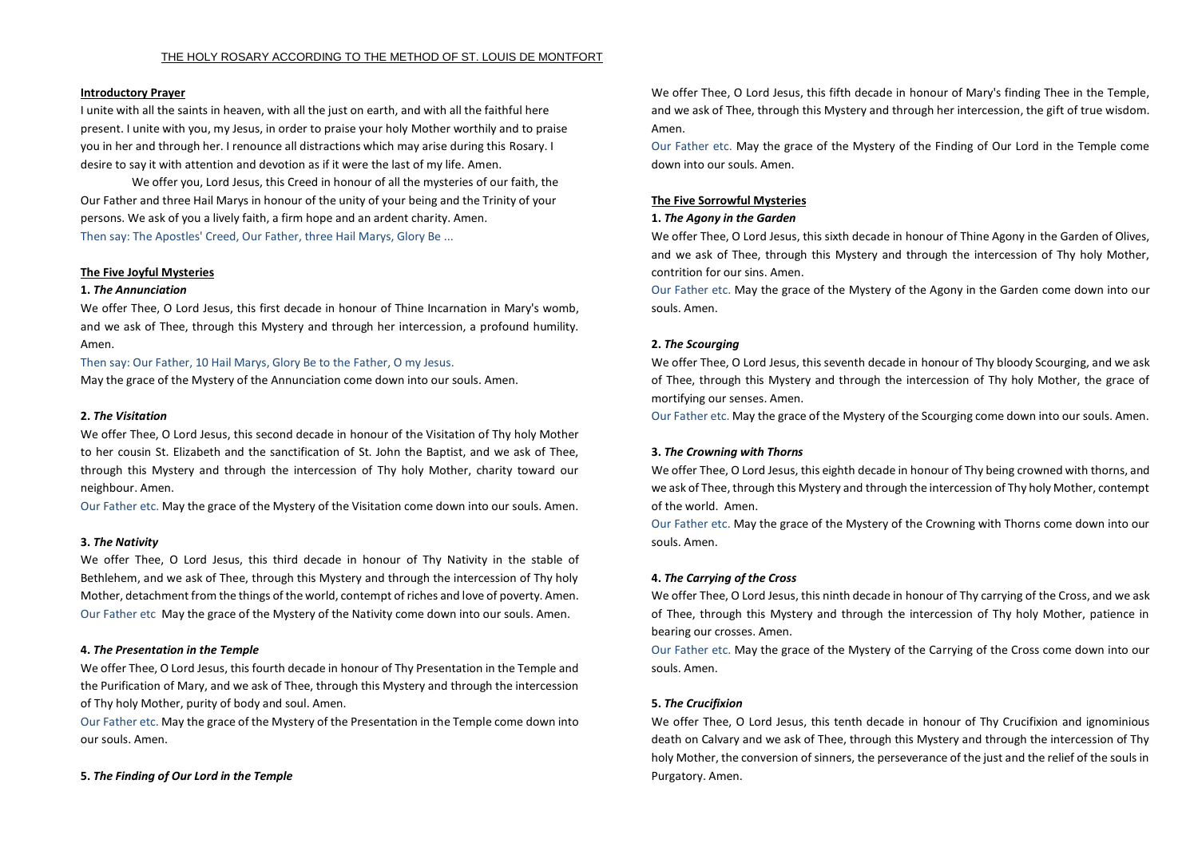THE HOLY ROSARY ACCORDING TO THE METHOD OF ST. LOUIS DE MONTFORT

**Introductory Prayer**

I unite with all the saints in heaven, with all the just on earth, and with all the faithful here present. I unite with you, my Jesus, in order to praise your holy Mother worthily and to praise you in her and through her. I renounce all distractions which may arise during this Rosary. I desire to say it with attention and devotion as if it were the last of my life. Amen.

We offer you, Lord Jesus, this Creed in honour of all the mysteries of our faith, the Our Father and three Hail Marys in honour of the unity of your being and the Trinity of your persons. We ask of you a lively faith, a firm hope and an ardent charity. Amen.

Then say: The Apostles' Creed, Our Father, three Hail Marys, Glory Be ...

**The Five Joyful Mysteries**

**1.** ***The Annunciation***

We offer Thee, O Lord Jesus, this first decade in honour of Thine Incarnation in Mary's womb, and we ask of Thee, through this Mystery and through her intercession, a profound humility. Amen.

Then say: Our Father, 10 Hail Marys, Glory Be to the Father, O my Jesus.

May the grace of the Mystery of the Annunciation come down into our souls. Amen.

**2.** ***The Visitation***

We offer Thee, O Lord Jesus, this second decade in honour of the Visitation of Thy holy Mother to her cousin St. Elizabeth and the sanctification of St. John the Baptist, and we ask of Thee, through this Mystery and through the intercession of Thy holy Mother, charity toward our neighbour. Amen.

Our Father etc. May the grace of the Mystery of the Visitation come down into our souls. Amen.

**3.** ***The Nativity***

We offer Thee, O Lord Jesus, this third decade in honour of Thy Nativity in the stable of Bethlehem, and we ask of Thee, through this Mystery and through the intercession of Thy holy Mother, detachment from the things of the world, contempt of riches and love of poverty. Amen.

Our Father etc May the grace of the Mystery of the Nativity come down into our souls. Amen.

**4.** ***The Presentation in the Temple***

We offer Thee, O Lord Jesus, this fourth decade in honour of Thy Presentation in the Temple and the Purification of Mary, and we ask of Thee, through this Mystery and through the intercession of Thy holy Mother, purity of body and soul. Amen.

Our Father etc. May the grace of the Mystery of the Presentation in the Temple come down into our souls. Amen.

**5.** ***The Finding of Our Lord in the Temple***

We offer Thee, O Lord Jesus, this fifth decade in honour of Mary's finding Thee in the Temple, and we ask of Thee, through this Mystery and through her intercession, the gift of true wisdom. Amen.

Our Father etc. May the grace of the Mystery of the Finding of Our Lord in the Temple come down into our souls. Amen.

**The Five Sorrowful Mysteries**

**1.** ***The Agony in the Garden***

We offer Thee, O Lord Jesus, this sixth decade in honour of Thine Agony in the Garden of Olives, and we ask of Thee, through this Mystery and through the intercession of Thy holy Mother, contrition for our sins. Amen.

Our Father etc. May the grace of the Mystery of the Agony in the Garden come down into our souls. Amen.

**2.** ***The Scourging***

We offer Thee, O Lord Jesus, this seventh decade in honour of Thy bloody Scourging, and we ask of Thee, through this Mystery and through the intercession of Thy holy Mother, the grace of mortifying our senses. Amen.

Our Father etc. May the grace of the Mystery of the Scourging come down into our souls. Amen.

**3.** ***The Crowning with Thorns***

We offer Thee, O Lord Jesus, this eighth decade in honour of Thy being crowned with thorns, and we ask of Thee, through this Mystery and through the intercession of Thy holy Mother, contempt of the world. Amen.

Our Father etc. May the grace of the Mystery of the Crowning with Thorns come down into our souls. Amen.

**4.** ***The Carrying of the Cross***

We offer Thee, O Lord Jesus, this ninth decade in honour of Thy carrying of the Cross, and we ask of Thee, through this Mystery and through the intercession of Thy holy Mother, patience in bearing our crosses. Amen.

Our Father etc. May the grace of the Mystery of the Carrying of the Cross come down into our souls. Amen.

**5.** ***The Crucifixion***

We offer Thee, O Lord Jesus, this tenth decade in honour of Thy Crucifixion and ignominious death on Calvary and we ask of Thee, through this Mystery and through the intercession of Thy holy Mother, the conversion of sinners, the perseverance of the just and the relief of the souls in Purgatory. Amen.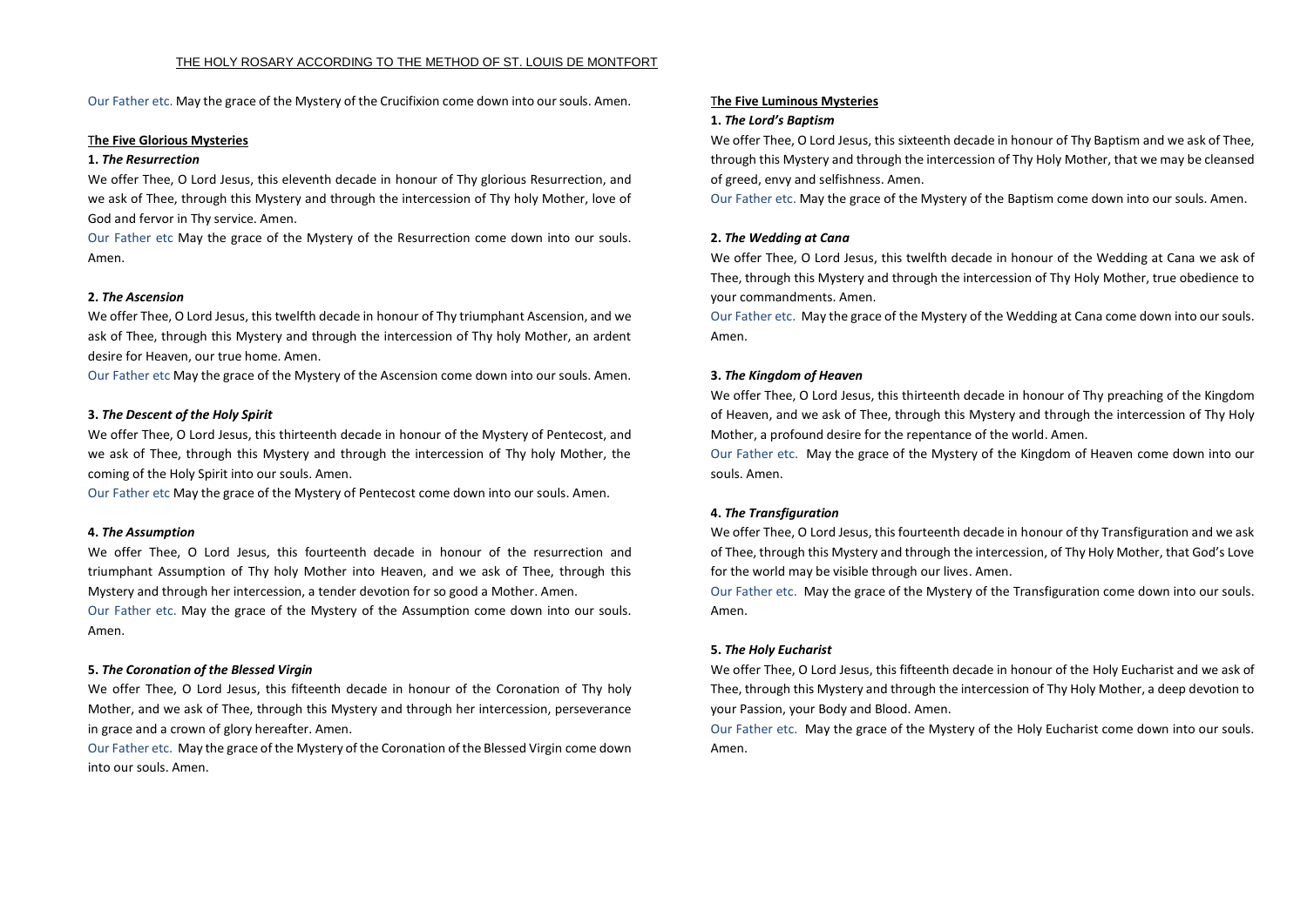THE HOLY ROSARY ACCORDING TO THE METHOD OF ST. LOUIS DE MONTFORT

Our Father etc. May the grace of the Mystery of the Crucifixion come down into our souls. Amen.

**The Five Glorious Mysteries**

**1.** ***The Resurrection***

We offer Thee, O Lord Jesus, this eleventh decade in honour of Thy glorious Resurrection, and we ask of Thee, through this Mystery and through the intercession of Thy holy Mother, love of God and fervor in Thy service. Amen.

Our Father etc May the grace of the Mystery of the Resurrection come down into our souls. Amen.

**2.** ***The Ascension***

We offer Thee, O Lord Jesus, this twelfth decade in honour of Thy triumphant Ascension, and we ask of Thee, through this Mystery and through the intercession of Thy holy Mother, an ardent desire for Heaven, our true home. Amen.

Our Father etc May the grace of the Mystery of the Ascension come down into our souls. Amen.

**3.** ***The Descent of the Holy Spirit***

We offer Thee, O Lord Jesus, this thirteenth decade in honour of the Mystery of Pentecost, and we ask of Thee, through this Mystery and through the intercession of Thy holy Mother, the coming of the Holy Spirit into our souls. Amen.

Our Father etc May the grace of the Mystery of Pentecost come down into our souls. Amen.

**4.** ***The Assumption***

We offer Thee, O Lord Jesus, this fourteenth decade in honour of the resurrection and triumphant Assumption of Thy holy Mother into Heaven, and we ask of Thee, through this Mystery and through her intercession, a tender devotion for so good a Mother. Amen.

Our Father etc. May the grace of the Mystery of the Assumption come down into our souls. Amen.

**5.** ***The Coronation of the Blessed Virgin***

We offer Thee, O Lord Jesus, this fifteenth decade in honour of the Coronation of Thy holy Mother, and we ask of Thee, through this Mystery and through her intercession, perseverance in grace and a crown of glory hereafter. Amen.

Our Father etc. May the grace of the Mystery of the Coronation of the Blessed Virgin come down into our souls. Amen.

**The Five Luminous Mysteries**

**1.** ***The Lord's Baptism***

We offer Thee, O Lord Jesus, this sixteenth decade in honour of Thy Baptism and we ask of Thee, through this Mystery and through the intercession of Thy Holy Mother, that we may be cleansed of greed, envy and selfishness. Amen.

Our Father etc. May the grace of the Mystery of the Baptism come down into our souls. Amen.

**2.** ***The Wedding at Cana***

We offer Thee, O Lord Jesus, this twelfth decade in honour of the Wedding at Cana we ask of Thee, through this Mystery and through the intercession of Thy Holy Mother, true obedience to your commandments. Amen.

Our Father etc. May the grace of the Mystery of the Wedding at Cana come down into our souls. Amen.

**3.** ***The Kingdom of Heaven***

We offer Thee, O Lord Jesus, this thirteenth decade in honour of Thy preaching of the Kingdom of Heaven, and we ask of Thee, through this Mystery and through the intercession of Thy Holy Mother, a profound desire for the repentance of the world. Amen.

Our Father etc. May the grace of the Mystery of the Kingdom of Heaven come down into our souls. Amen.

**4.** ***The Transfiguration***

We offer Thee, O Lord Jesus, this fourteenth decade in honour of thy Transfiguration and we ask of Thee, through this Mystery and through the intercession, of Thy Holy Mother, that God's Love for the world may be visible through our lives. Amen.

Our Father etc. May the grace of the Mystery of the Transfiguration come down into our souls. Amen.

**5.** ***The Holy Eucharist***

We offer Thee, O Lord Jesus, this fifteenth decade in honour of the Holy Eucharist and we ask of Thee, through this Mystery and through the intercession of Thy Holy Mother, a deep devotion to your Passion, your Body and Blood. Amen.

Our Father etc. May the grace of the Mystery of the Holy Eucharist come down into our souls. Amen.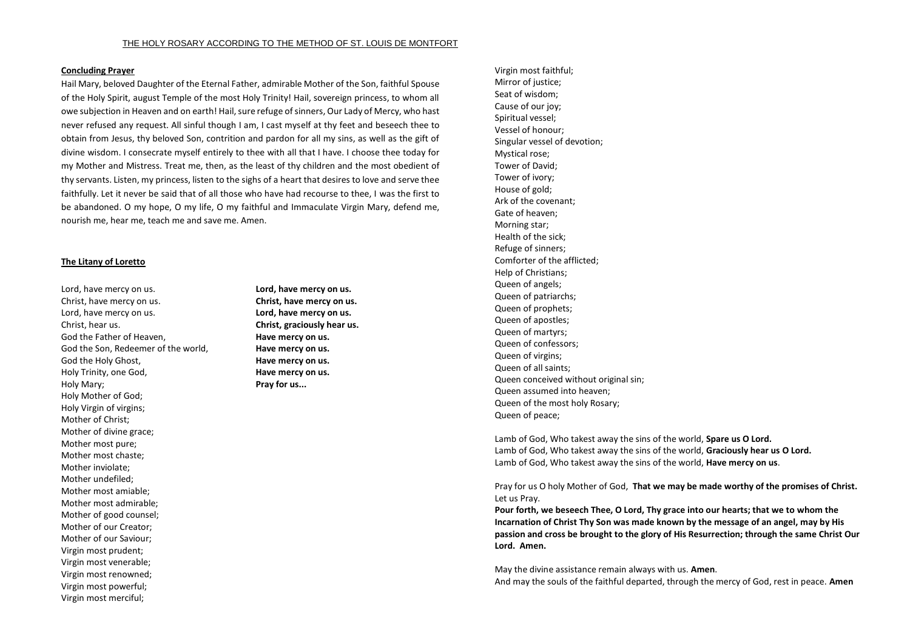THE HOLY ROSARY ACCORDING TO THE METHOD OF ST. LOUIS DE MONTFORT

**Concluding Prayer**

Hail Mary, beloved Daughter of the Eternal Father, admirable Mother of the Son, faithful Spouse of the Holy Spirit, august Temple of the most Holy Trinity! Hail, sovereign princess, to whom all owe subjection in Heaven and on earth! Hail, sure refuge of sinners, Our Lady of Mercy, who hast never refused any request. All sinful though I am, I cast myself at thy feet and beseech thee to obtain from Jesus, thy beloved Son, contrition and pardon for all my sins, as well as the gift of divine wisdom. I consecrate myself entirely to thee with all that I have. I choose thee today for my Mother and Mistress. Treat me, then, as the least of thy children and the most obedient of thy servants. Listen, my princess, listen to the sighs of a heart that desires to love and serve thee faithfully. Let it never be said that of all those who have had recourse to thee, I was the first to be abandoned. O my hope, O my life, O my faithful and Immaculate Virgin Mary, defend me, nourish me, hear me, teach me and save me. Amen.

**The Litany of Loretto**

| | |
|---|---|
| Lord, have mercy on us. | **Lord, have mercy on us.** |
| Christ, have mercy on us. | **Christ, have mercy on us.** |
| Lord, have mercy on us. | **Lord, have mercy on us.** |
| Christ, hear us. | **Christ, graciously hear us.** |
| God the Father of Heaven, | **Have mercy on us.** |
| God the Son, Redeemer of the world, | **Have mercy on us.** |
| God the Holy Ghost, | **Have mercy on us.** |
| Holy Trinity, one God, | **Have mercy on us.** |
| Holy Mary; | **Pray for us...** |

Holy Mother of God;
Holy Virgin of virgins;
Mother of Christ;
Mother of divine grace;
Mother most pure;
Mother most chaste;
Mother inviolate;
Mother undefiled;
Mother most amiable;
Mother most admirable;
Mother of good counsel;
Mother of our Creator;
Mother of our Saviour;
Virgin most prudent;
Virgin most venerable;
Virgin most renowned;
Virgin most powerful;
Virgin most merciful;
Virgin most faithful;
Mirror of justice;
Seat of wisdom;
Cause of our joy;
Spiritual vessel;
Vessel of honour;
Singular vessel of devotion;
Mystical rose;
Tower of David;
Tower of ivory;
House of gold;
Ark of the covenant;
Gate of heaven;
Morning star;
Health of the sick;
Refuge of sinners;
Comforter of the afflicted;
Help of Christians;
Queen of angels;
Queen of patriarchs;
Queen of prophets;
Queen of apostles;
Queen of martyrs;
Queen of confessors;
Queen of virgins;
Queen of all saints;
Queen conceived without original sin;
Queen assumed into heaven;
Queen of the most holy Rosary;
Queen of peace;

Lamb of God, Who takest away the sins of the world, **Spare us O Lord.**
Lamb of God, Who takest away the sins of the world, **Graciously hear us O Lord.**
Lamb of God, Who takest away the sins of the world, **Have mercy on us**.

Pray for us O holy Mother of God, **That we may be made worthy of the promises of Christ.**
Let us Pray.
**Pour forth, we beseech Thee, O Lord, Thy grace into our hearts; that we to whom the Incarnation of Christ Thy Son was made known by the message of an angel, may by His passion and cross be brought to the glory of His Resurrection; through the same Christ Our Lord. Amen.**

May the divine assistance remain always with us. **Amen**.
And may the souls of the faithful departed, through the mercy of God, rest in peace. **Amen**